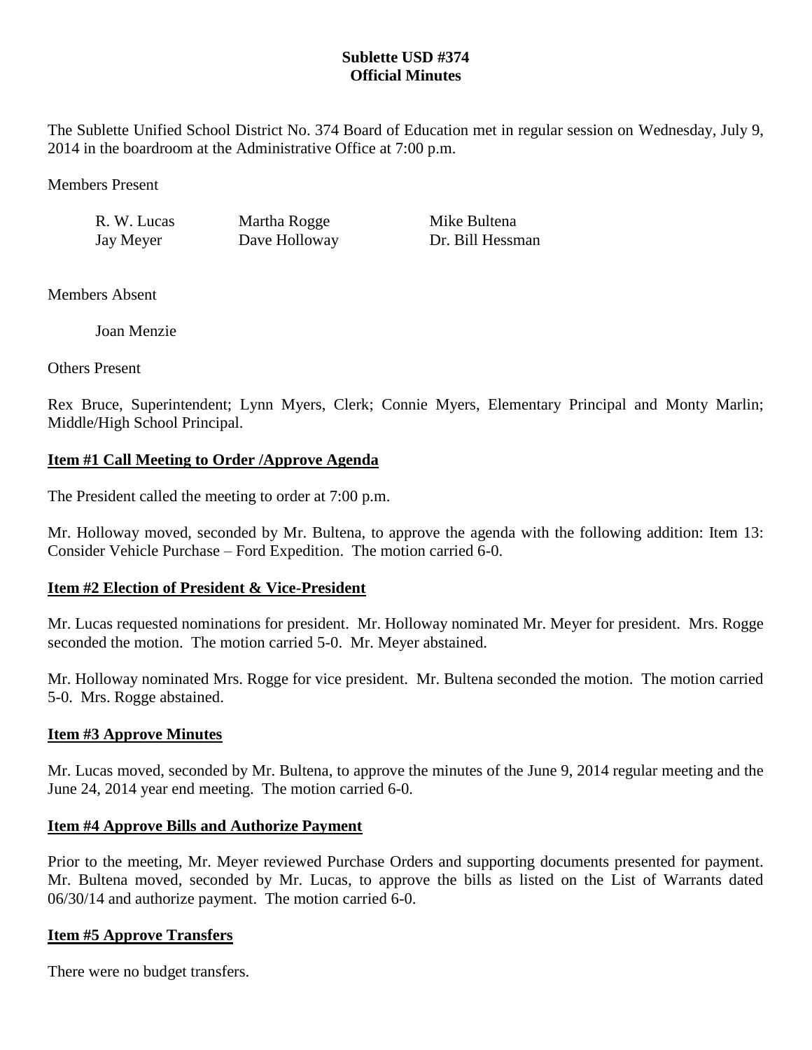**Sublette USD #374**
**Official Minutes**

The Sublette Unified School District No. 374 Board of Education met in regular session on Wednesday, July 9, 2014 in the boardroom at the Administrative Office at 7:00 p.m.

Members Present

| | | |
|---|---|---|
| R. W. Lucas | Martha Rogge | Mike Bultena |
| Jay Meyer | Dave Holloway | Dr. Bill Hessman |

Members Absent

Joan Menzie

Others Present

Rex Bruce, Superintendent; Lynn Myers, Clerk; Connie Myers, Elementary Principal and Monty Marlin; Middle/High School Principal.

**Item #1 Call Meeting to Order /Approve Agenda**

The President called the meeting to order at 7:00 p.m.

Mr. Holloway moved, seconded by Mr. Bultena, to approve the agenda with the following addition: Item 13: Consider Vehicle Purchase – Ford Expedition. The motion carried 6-0.

**Item #2 Election of President & Vice-President**

Mr. Lucas requested nominations for president. Mr. Holloway nominated Mr. Meyer for president. Mrs. Rogge seconded the motion. The motion carried 5-0. Mr. Meyer abstained.

Mr. Holloway nominated Mrs. Rogge for vice president. Mr. Bultena seconded the motion. The motion carried 5-0. Mrs. Rogge abstained.

**Item #3 Approve Minutes**

Mr. Lucas moved, seconded by Mr. Bultena, to approve the minutes of the June 9, 2014 regular meeting and the June 24, 2014 year end meeting. The motion carried 6-0.

**Item #4 Approve Bills and Authorize Payment**

Prior to the meeting, Mr. Meyer reviewed Purchase Orders and supporting documents presented for payment. Mr. Bultena moved, seconded by Mr. Lucas, to approve the bills as listed on the List of Warrants dated 06/30/14 and authorize payment. The motion carried 6-0.

**Item #5 Approve Transfers**

There were no budget transfers.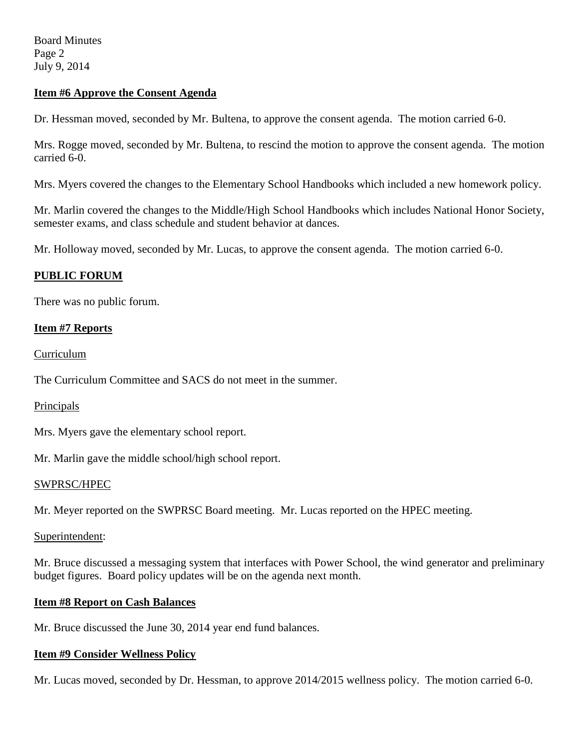### Item #6 Approve the Consent Agenda

Dr. Hessman moved, seconded by Mr. Bultena, to approve the consent agenda. The motion carried 6-0.

Mrs. Rogge moved, seconded by Mr. Bultena, to rescind the motion to approve the consent agenda. The motion carried 6-0.

Mrs. Myers covered the changes to the Elementary School Handbooks which included a new homework policy.

Mr. Marlin covered the changes to the Middle/High School Handbooks which includes National Honor Society, semester exams, and class schedule and student behavior at dances.

Mr. Holloway moved, seconded by Mr. Lucas, to approve the consent agenda. The motion carried 6-0.

### PUBLIC FORUM

There was no public forum.

### Item #7 Reports

Curriculum

The Curriculum Committee and SACS do not meet in the summer.

Principals

Mrs. Myers gave the elementary school report.

Mr. Marlin gave the middle school/high school report.

SWPRSC/HPEC

Mr. Meyer reported on the SWPRSC Board meeting. Mr. Lucas reported on the HPEC meeting.

Superintendent:

Mr. Bruce discussed a messaging system that interfaces with Power School, the wind generator and preliminary budget figures. Board policy updates will be on the agenda next month.

### Item #8 Report on Cash Balances

Mr. Bruce discussed the June 30, 2014 year end fund balances.

### Item #9 Consider Wellness Policy

Mr. Lucas moved, seconded by Dr. Hessman, to approve 2014/2015 wellness policy. The motion carried 6-0.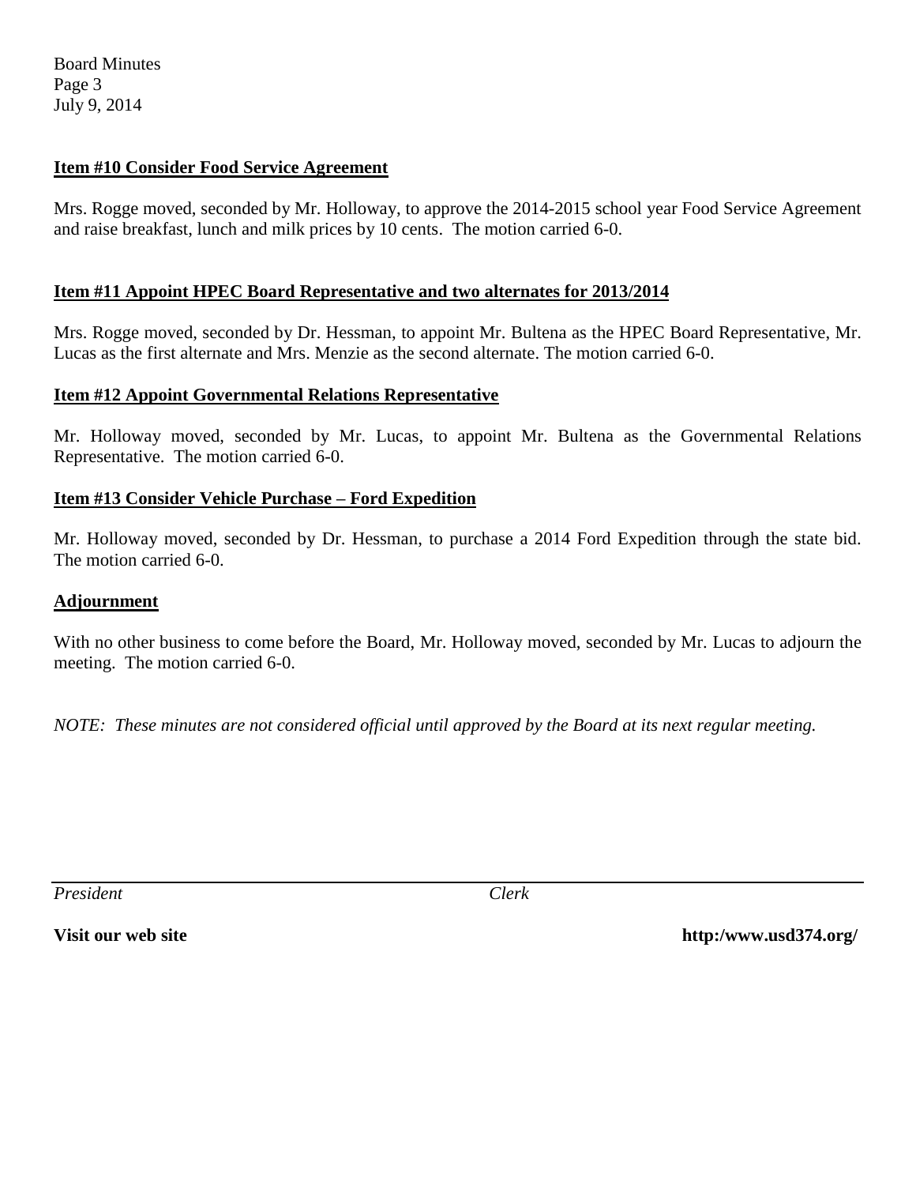**Item #10 Consider Food Service Agreement**

Mrs. Rogge moved, seconded by Mr. Holloway, to approve the 2014-2015 school year Food Service Agreement and raise breakfast, lunch and milk prices by 10 cents. The motion carried 6-0.

**Item #11 Appoint HPEC Board Representative and two alternates for 2013/2014**

Mrs. Rogge moved, seconded by Dr. Hessman, to appoint Mr. Bultena as the HPEC Board Representative, Mr. Lucas as the first alternate and Mrs. Menzie as the second alternate. The motion carried 6-0.

**Item #12 Appoint Governmental Relations Representative**

Mr. Holloway moved, seconded by Mr. Lucas, to appoint Mr. Bultena as the Governmental Relations Representative. The motion carried 6-0.

**Item #13 Consider Vehicle Purchase – Ford Expedition**

Mr. Holloway moved, seconded by Dr. Hessman, to purchase a 2014 Ford Expedition through the state bid. The motion carried 6-0.

**Adjournment**

With no other business to come before the Board, Mr. Holloway moved, seconded by Mr. Lucas to adjourn the meeting. The motion carried 6-0.

*NOTE: These minutes are not considered official until approved by the Board at its next regular meeting.*

*President* *Clerk*

**Visit our web site** **http:/www.usd374.org/**